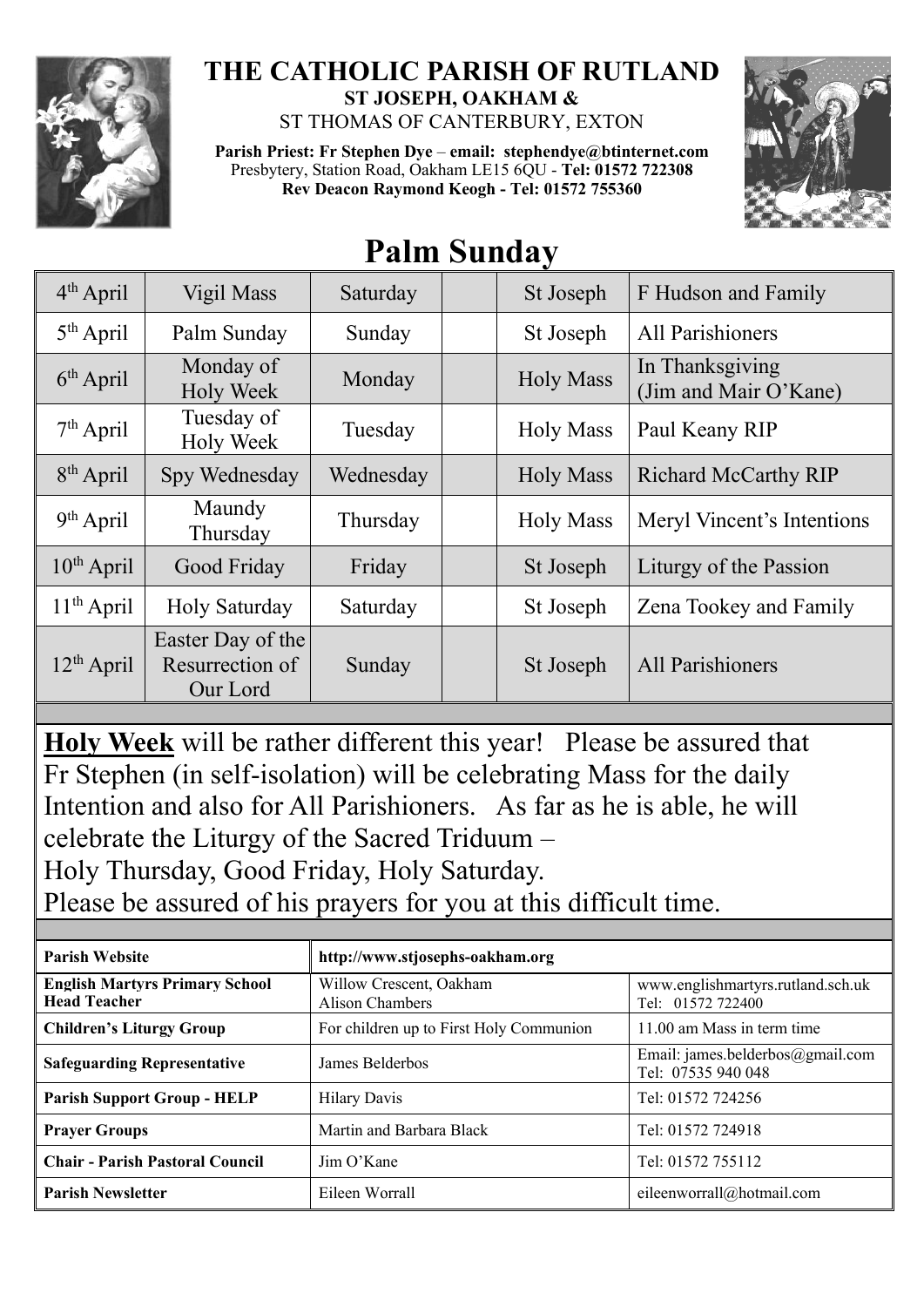# THE CATHOLIC PARISH OF RUTLAND

**ST JOSEPH, OAKHAM &**

ST THOMAS OF CANTERBURY, EXTON

**Parish Priest: Fr Stephen Dye** – **email: stephendye@btinternet.com**
Presbytery, Station Road, Oakham LE15 6QU - **Tel: 01572 722308**
**Rev Deacon Raymond Keogh - Tel: 01572 755360**

# Palm Sunday

| | | | | | |
|---|---|---|---|---|---|
| 4th April | Vigil Mass | Saturday | | St Joseph | F Hudson and Family |
| 5th April | Palm Sunday | Sunday | | St Joseph | All Parishioners |
| 6th April | Monday of Holy Week | Monday | | Holy Mass | In Thanksgiving (Jim and Mair O'Kane) |
| 7th April | Tuesday of Holy Week | Tuesday | | Holy Mass | Paul Keany RIP |
| 8th April | Spy Wednesday | Wednesday | | Holy Mass | Richard McCarthy RIP |
| 9th April | Maundy Thursday | Thursday | | Holy Mass | Meryl Vincent's Intentions |
| 10th April | Good Friday | Friday | | St Joseph | Liturgy of the Passion |
| 11th April | Holy Saturday | Saturday | | St Joseph | Zena Tookey and Family |
| 12th April | Easter Day of the Resurrection of Our Lord | Sunday | | St Joseph | All Parishioners |

**Holy Week** will be rather different this year! Please be assured that Fr Stephen (in self-isolation) will be celebrating Mass for the daily Intention and also for All Parishioners. As far as he is able, he will celebrate the Liturgy of the Sacred Triduum – Holy Thursday, Good Friday, Holy Saturday.
Please be assured of his prayers for you at this difficult time.

| | | |
|---|---|---|
| **Parish Website** | **http://www.stjosephs-oakham.org** | |
| **English Martyrs Primary School Head Teacher** | Willow Crescent, Oakham Alison Chambers | www.englishmartyrs.rutland.sch.uk Tel: 01572 722400 |
| **Children's Liturgy Group** | For children up to First Holy Communion | 11.00 am Mass in term time |
| **Safeguarding Representative** | James Belderbos | Email: james.belderbos@gmail.com Tel: 07535 940 048 |
| **Parish Support Group - HELP** | Hilary Davis | Tel: 01572 724256 |
| **Prayer Groups** | Martin and Barbara Black | Tel: 01572 724918 |
| **Chair - Parish Pastoral Council** | Jim O'Kane | Tel: 01572 755112 |
| **Parish Newsletter** | Eileen Worrall | eileenworrall@hotmail.com |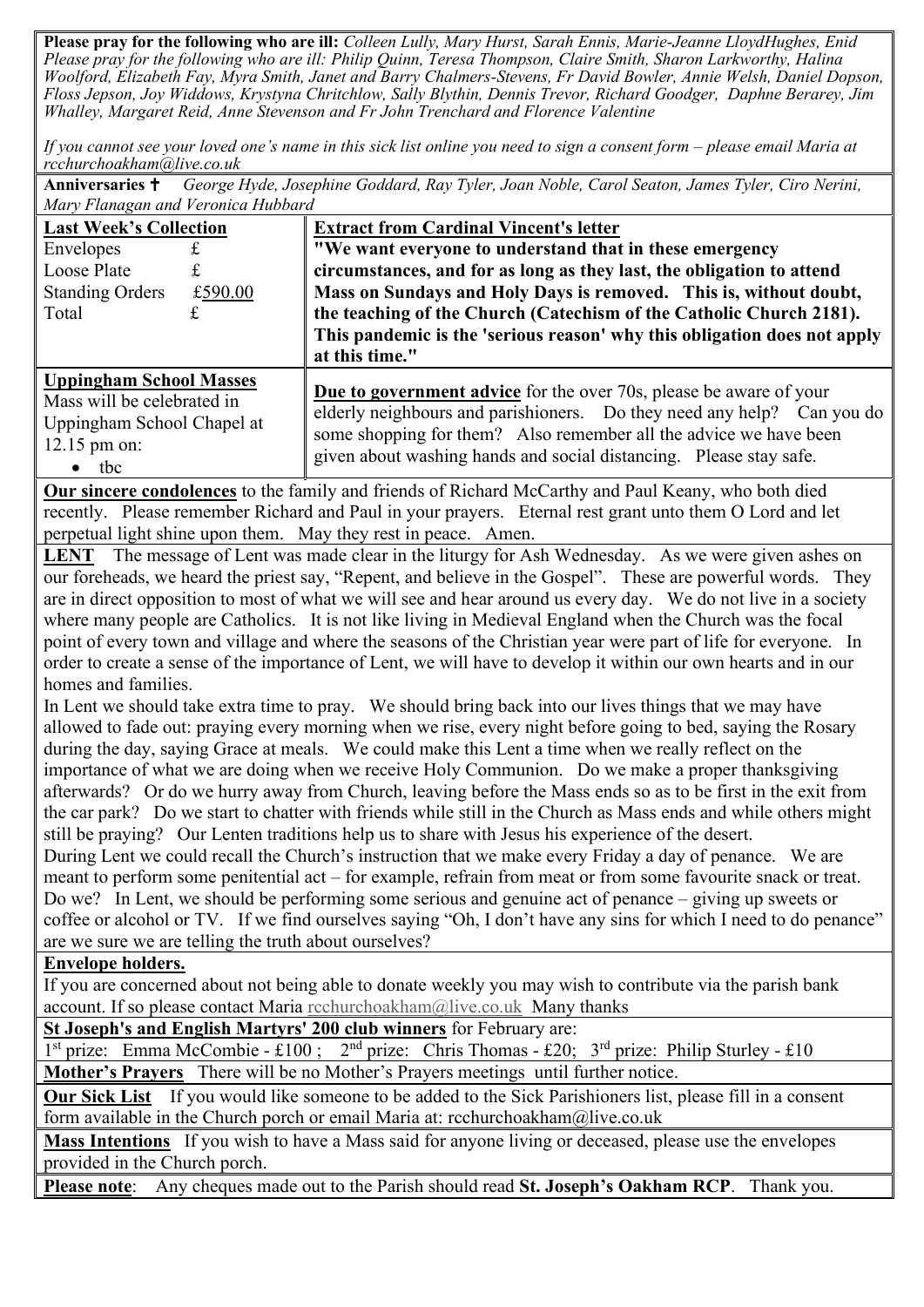**Please pray for the following who are ill:** *Colleen Lully, Mary Hurst, Sarah Ennis, Marie-Jeanne LloydHughes, Enid Please pray for the following who are ill: Philip Quinn, Teresa Thompson, Claire Smith, Sharon Larkworthy, Halina Woolford, Elizabeth Fay, Myra Smith, Janet and Barry Chalmers-Stevens, Fr David Bowler, Annie Welsh, Daniel Dopson, Floss Jepson, Joy Widdows, Krystyna Chritchlow, Sally Blythin, Dennis Trevor, Richard Goodger, Daphne Berarey, Jim Whalley, Margaret Reid, Anne Stevenson and Fr John Trenchard and Florence Valentine*

*If you cannot see your loved one's name in this sick list online you need to sign a consent form – please email Maria at rcchurchoakham@live.co.uk*

**Anniversaries ✝** *George Hyde, Josephine Goddard, Ray Tyler, Joan Noble, Carol Seaton, James Tyler, Ciro Nerini, Mary Flanagan and Veronica Hubbard*

**Last Week's Collection**

| | |
|---|---|
| Envelopes | £ |
| Loose Plate | £ |
| Standing Orders | £590.00 |
| Total | £ |

**Extract from Cardinal Vincent's letter**

**"We want everyone to understand that in these emergency circumstances, and for as long as they last, the obligation to attend Mass on Sundays and Holy Days is removed. This is, without doubt, the teaching of the Church (Catechism of the Catholic Church 2181). This pandemic is the 'serious reason' why this obligation does not apply at this time."**

**Uppingham School Masses**

Mass will be celebrated in Uppingham School Chapel at 12.15 pm on:

- tbc

**Due to government advice** for the over 70s, please be aware of your elderly neighbours and parishioners. Do they need any help? Can you do some shopping for them? Also remember all the advice we have been given about washing hands and social distancing. Please stay safe.

**Our sincere condolences** to the family and friends of Richard McCarthy and Paul Keany, who both died recently. Please remember Richard and Paul in your prayers. Eternal rest grant unto them O Lord and let perpetual light shine upon them. May they rest in peace. Amen.

**LENT** The message of Lent was made clear in the liturgy for Ash Wednesday. As we were given ashes on our foreheads, we heard the priest say, "Repent, and believe in the Gospel". These are powerful words. They are in direct opposition to most of what we will see and hear around us every day. We do not live in a society where many people are Catholics. It is not like living in Medieval England when the Church was the focal point of every town and village and where the seasons of the Christian year were part of life for everyone. In order to create a sense of the importance of Lent, we will have to develop it within our own hearts and in our homes and families.

In Lent we should take extra time to pray. We should bring back into our lives things that we may have allowed to fade out: praying every morning when we rise, every night before going to bed, saying the Rosary during the day, saying Grace at meals. We could make this Lent a time when we really reflect on the importance of what we are doing when we receive Holy Communion. Do we make a proper thanksgiving afterwards? Or do we hurry away from Church, leaving before the Mass ends so as to be first in the exit from the car park? Do we start to chatter with friends while still in the Church as Mass ends and while others might still be praying? Our Lenten traditions help us to share with Jesus his experience of the desert.

During Lent we could recall the Church's instruction that we make every Friday a day of penance. We are meant to perform some penitential act – for example, refrain from meat or from some favourite snack or treat. Do we? In Lent, we should be performing some serious and genuine act of penance – giving up sweets or coffee or alcohol or TV. If we find ourselves saying "Oh, I don't have any sins for which I need to do penance" are we sure we are telling the truth about ourselves?

**Envelope holders.**

If you are concerned about not being able to donate weekly you may wish to contribute via the parish bank account. If so please contact Maria rcchurchoakham@live.co.uk Many thanks

**St Joseph's and English Martyrs' 200 club winners** for February are:

1st prize: Emma McCombie - £100 ; 2nd prize: Chris Thomas - £20; 3rd prize: Philip Sturley - £10

**Mother's Prayers** There will be no Mother's Prayers meetings until further notice.

**Our Sick List** If you would like someone to be added to the Sick Parishioners list, please fill in a consent form available in the Church porch or email Maria at: rcchurchoakham@live.co.uk

**Mass Intentions** If you wish to have a Mass said for anyone living or deceased, please use the envelopes provided in the Church porch.

**Please note**: Any cheques made out to the Parish should read **St. Joseph's Oakham RCP**. Thank you.